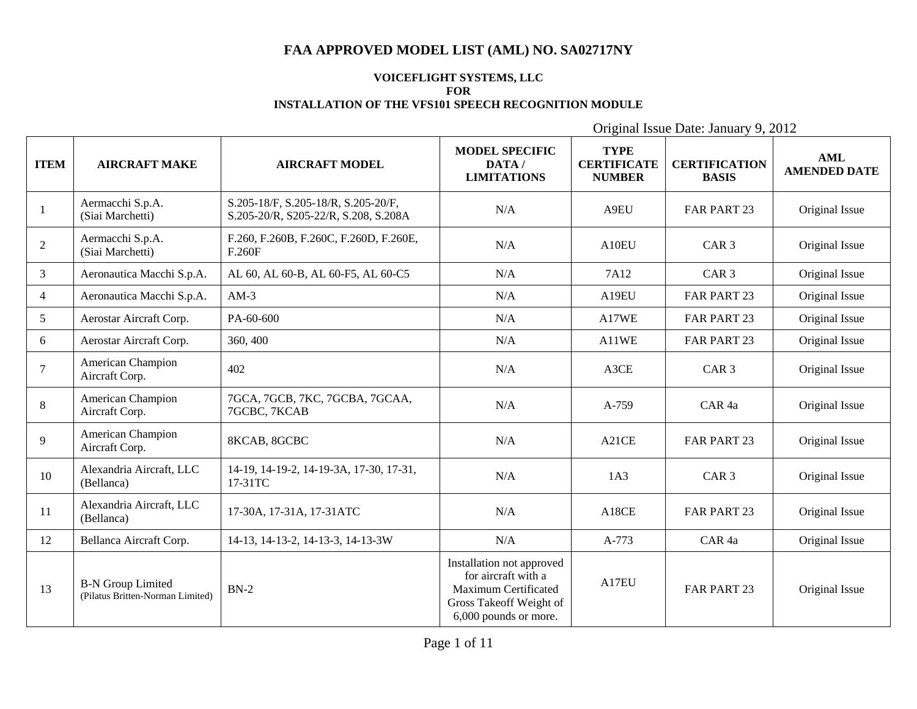# FAA APPROVED MODEL LIST (AML) NO. SA02717NY

**VOICEFLIGHT SYSTEMS, LLC**
**FOR**
**INSTALLATION OF THE VFS101 SPEECH RECOGNITION MODULE**

Original Issue Date: January 9, 2012

| ITEM | AIRCRAFT MAKE | AIRCRAFT MODEL | MODEL SPECIFIC DATA / LIMITATIONS | TYPE CERTIFICATE NUMBER | CERTIFICATION BASIS | AML AMENDED DATE |
|---|---|---|---|---|---|---|
| 1 | Aermacchi S.p.A. (Siai Marchetti) | S.205-18/F, S.205-18/R, S.205-20/F, S.205-20/R, S205-22/R, S.208, S.208A | N/A | A9EU | FAR PART 23 | Original Issue |
| 2 | Aermacchi S.p.A. (Siai Marchetti) | F.260, F.260B, F.260C, F.260D, F.260E, F.260F | N/A | A10EU | CAR 3 | Original Issue |
| 3 | Aeronautica Macchi S.p.A. | AL 60, AL 60-B, AL 60-F5, AL 60-C5 | N/A | 7A12 | CAR 3 | Original Issue |
| 4 | Aeronautica Macchi S.p.A. | AM-3 | N/A | A19EU | FAR PART 23 | Original Issue |
| 5 | Aerostar Aircraft Corp. | PA-60-600 | N/A | A17WE | FAR PART 23 | Original Issue |
| 6 | Aerostar Aircraft Corp. | 360, 400 | N/A | A11WE | FAR PART 23 | Original Issue |
| 7 | American Champion Aircraft Corp. | 402 | N/A | A3CE | CAR 3 | Original Issue |
| 8 | American Champion Aircraft Corp. | 7GCA, 7GCB, 7KC, 7GCBA, 7GCAA, 7GCBC, 7KCAB | N/A | A-759 | CAR 4a | Original Issue |
| 9 | American Champion Aircraft Corp. | 8KCAB, 8GCBC | N/A | A21CE | FAR PART 23 | Original Issue |
| 10 | Alexandria Aircraft, LLC (Bellanca) | 14-19, 14-19-2, 14-19-3A, 17-30, 17-31, 17-31TC | N/A | 1A3 | CAR 3 | Original Issue |
| 11 | Alexandria Aircraft, LLC (Bellanca) | 17-30A, 17-31A, 17-31ATC | N/A | A18CE | FAR PART 23 | Original Issue |
| 12 | Bellanca Aircraft Corp. | 14-13, 14-13-2, 14-13-3, 14-13-3W | N/A | A-773 | CAR 4a | Original Issue |
| 13 | B-N Group Limited (Pilatus Britten-Norman Limited) | BN-2 | Installation not approved for aircraft with a Maximum Certificated Gross Takeoff Weight of 6,000 pounds or more. | A17EU | FAR PART 23 | Original Issue |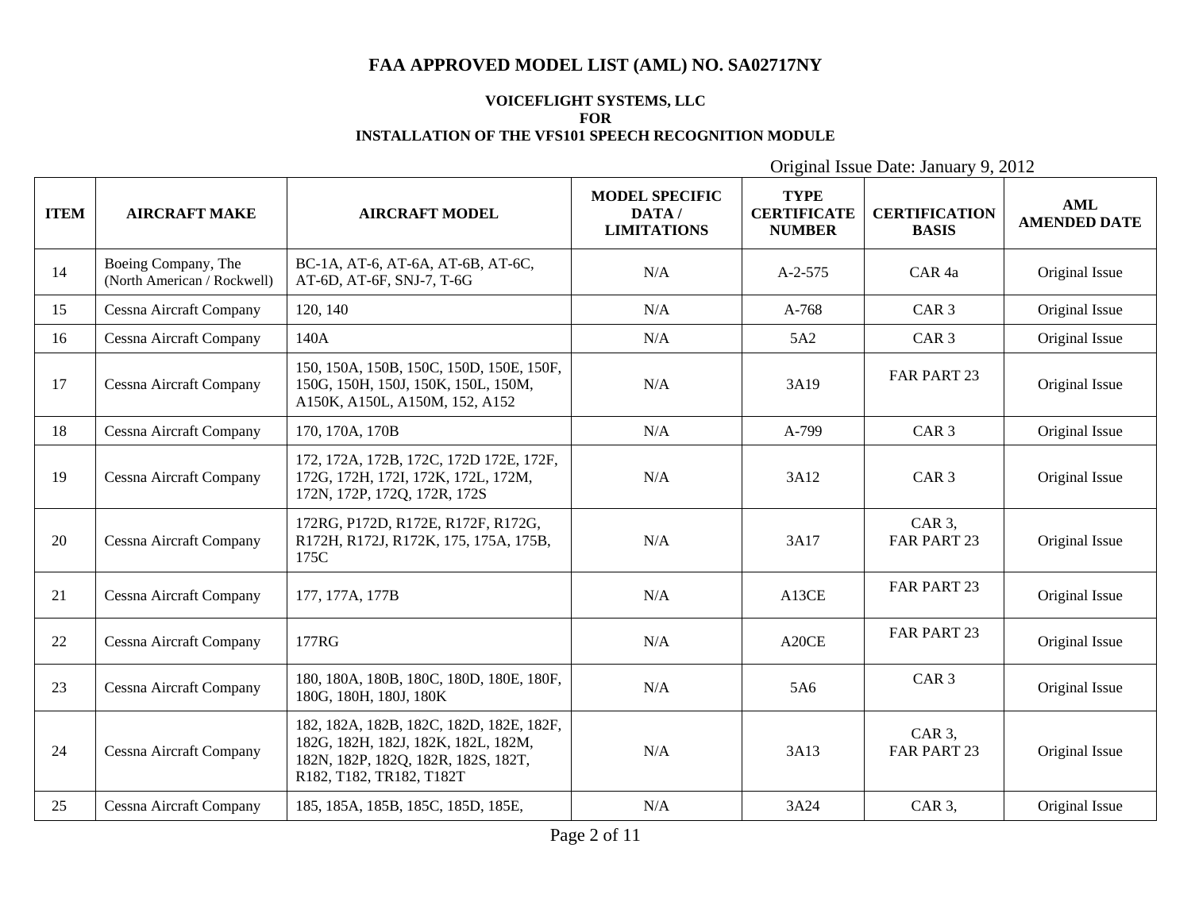# FAA APPROVED MODEL LIST (AML) NO. SA02717NY

**VOICEFLIGHT SYSTEMS, LLC**
**FOR**
**INSTALLATION OF THE VFS101 SPEECH RECOGNITION MODULE**

Original Issue Date: January 9, 2012

| ITEM | AIRCRAFT MAKE | AIRCRAFT MODEL | MODEL SPECIFIC DATA / LIMITATIONS | TYPE CERTIFICATE NUMBER | CERTIFICATION BASIS | AML AMENDED DATE |
|---|---|---|---|---|---|---|
| 14 | Boeing Company, The (North American / Rockwell) | BC-1A, AT-6, AT-6A, AT-6B, AT-6C, AT-6D, AT-6F, SNJ-7, T-6G | N/A | A-2-575 | CAR 4a | Original Issue |
| 15 | Cessna Aircraft Company | 120, 140 | N/A | A-768 | CAR 3 | Original Issue |
| 16 | Cessna Aircraft Company | 140A | N/A | 5A2 | CAR 3 | Original Issue |
| 17 | Cessna Aircraft Company | 150, 150A, 150B, 150C, 150D, 150E, 150F, 150G, 150H, 150J, 150K, 150L, 150M, A150K, A150L, A150M, 152, A152 | N/A | 3A19 | FAR PART 23 | Original Issue |
| 18 | Cessna Aircraft Company | 170, 170A, 170B | N/A | A-799 | CAR 3 | Original Issue |
| 19 | Cessna Aircraft Company | 172, 172A, 172B, 172C, 172D 172E, 172F, 172G, 172H, 172I, 172K, 172L, 172M, 172N, 172P, 172Q, 172R, 172S | N/A | 3A12 | CAR 3 | Original Issue |
| 20 | Cessna Aircraft Company | 172RG, P172D, R172E, R172F, R172G, R172H, R172J, R172K, 175, 175A, 175B, 175C | N/A | 3A17 | CAR 3, FAR PART 23 | Original Issue |
| 21 | Cessna Aircraft Company | 177, 177A, 177B | N/A | A13CE | FAR PART 23 | Original Issue |
| 22 | Cessna Aircraft Company | 177RG | N/A | A20CE | FAR PART 23 | Original Issue |
| 23 | Cessna Aircraft Company | 180, 180A, 180B, 180C, 180D, 180E, 180F, 180G, 180H, 180J, 180K | N/A | 5A6 | CAR 3 | Original Issue |
| 24 | Cessna Aircraft Company | 182, 182A, 182B, 182C, 182D, 182E, 182F, 182G, 182H, 182J, 182K, 182L, 182M, 182N, 182P, 182Q, 182R, 182S, 182T, R182, T182, TR182, T182T | N/A | 3A13 | CAR 3, FAR PART 23 | Original Issue |
| 25 | Cessna Aircraft Company | 185, 185A, 185B, 185C, 185D, 185E, | N/A | 3A24 | CAR 3, | Original Issue |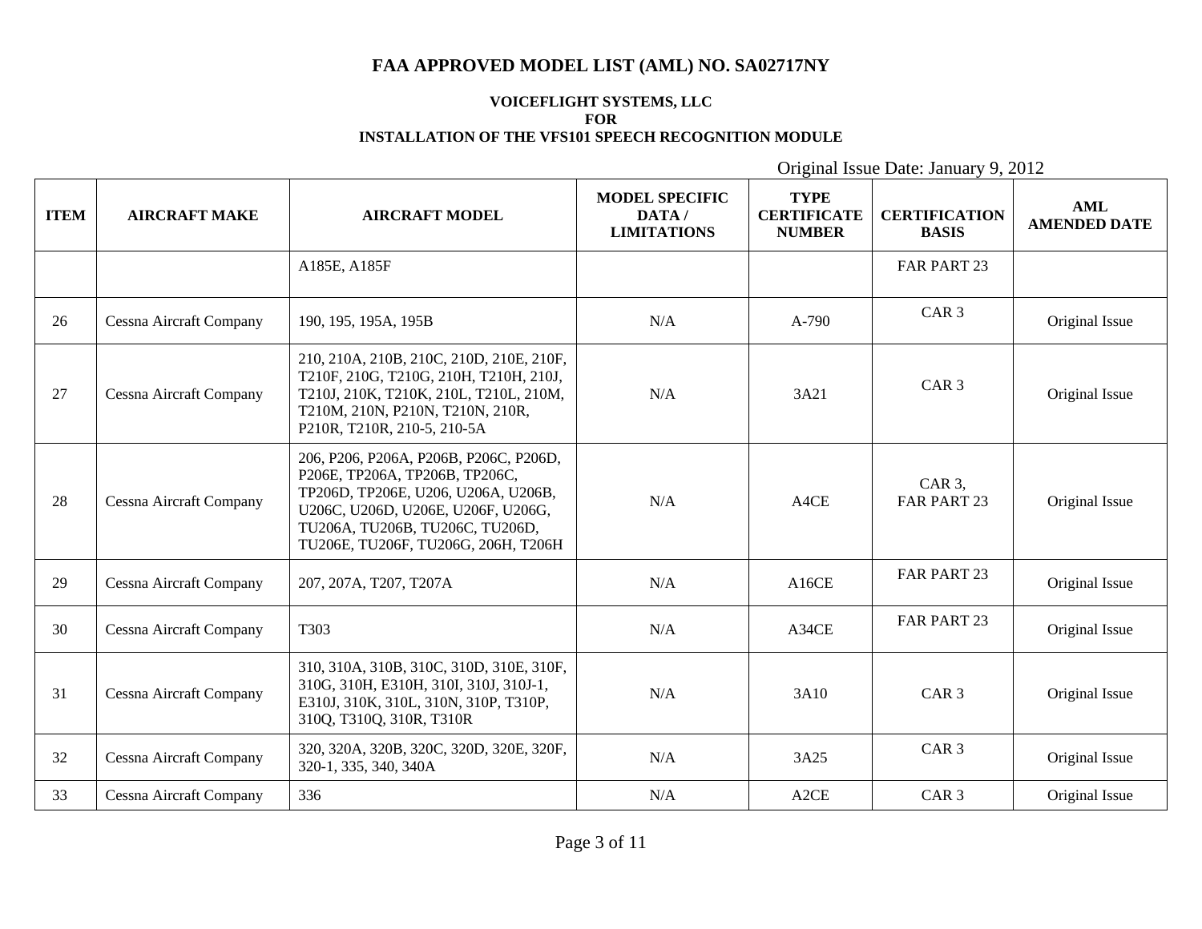# FAA APPROVED MODEL LIST (AML) NO. SA02717NY

**VOICEFLIGHT SYSTEMS, LLC**
**FOR**
**INSTALLATION OF THE VFS101 SPEECH RECOGNITION MODULE**

Original Issue Date: January 9, 2012

| ITEM | AIRCRAFT MAKE | AIRCRAFT MODEL | MODEL SPECIFIC DATA / LIMITATIONS | TYPE CERTIFICATE NUMBER | CERTIFICATION BASIS | AML AMENDED DATE |
|---|---|---|---|---|---|---|
| | | A185E, A185F | | | FAR PART 23 | |
| 26 | Cessna Aircraft Company | 190, 195, 195A, 195B | N/A | A-790 | CAR 3 | Original Issue |
| 27 | Cessna Aircraft Company | 210, 210A, 210B, 210C, 210D, 210E, 210F, T210F, 210G, T210G, 210H, T210H, 210J, T210J, 210K, T210K, 210L, T210L, 210M, T210M, 210N, P210N, T210N, 210R, P210R, T210R, 210-5, 210-5A | N/A | 3A21 | CAR 3 | Original Issue |
| 28 | Cessna Aircraft Company | 206, P206, P206A, P206B, P206C, P206D, P206E, TP206A, TP206B, TP206C, TP206D, TP206E, U206, U206A, U206B, U206C, U206D, U206E, U206F, U206G, TU206A, TU206B, TU206C, TU206D, TU206E, TU206F, TU206G, 206H, T206H | N/A | A4CE | CAR 3, FAR PART 23 | Original Issue |
| 29 | Cessna Aircraft Company | 207, 207A, T207, T207A | N/A | A16CE | FAR PART 23 | Original Issue |
| 30 | Cessna Aircraft Company | T303 | N/A | A34CE | FAR PART 23 | Original Issue |
| 31 | Cessna Aircraft Company | 310, 310A, 310B, 310C, 310D, 310E, 310F, 310G, 310H, E310H, 310I, 310J, 310J-1, E310J, 310K, 310L, 310N, 310P, T310P, 310Q, T310Q, 310R, T310R | N/A | 3A10 | CAR 3 | Original Issue |
| 32 | Cessna Aircraft Company | 320, 320A, 320B, 320C, 320D, 320E, 320F, 320-1, 335, 340, 340A | N/A | 3A25 | CAR 3 | Original Issue |
| 33 | Cessna Aircraft Company | 336 | N/A | A2CE | CAR 3 | Original Issue |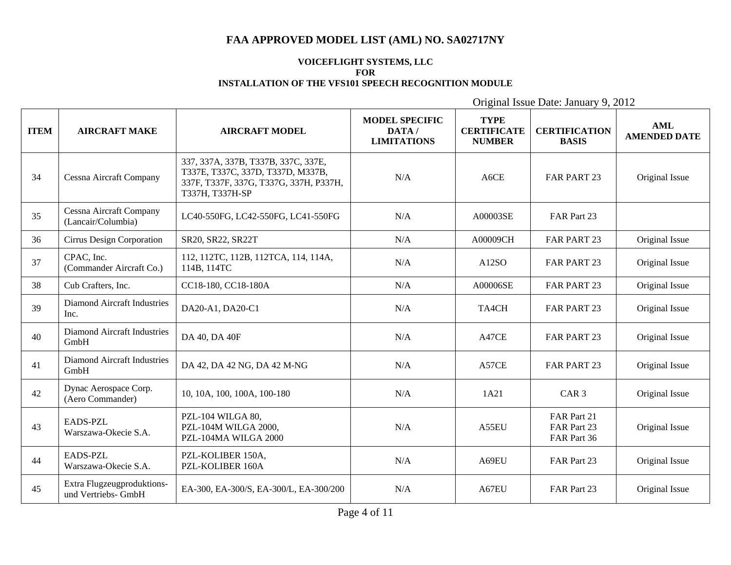# FAA APPROVED MODEL LIST (AML) NO. SA02717NY

**VOICEFLIGHT SYSTEMS, LLC**
**FOR**
**INSTALLATION OF THE VFS101 SPEECH RECOGNITION MODULE**

Original Issue Date: January 9, 2012

| ITEM | AIRCRAFT MAKE | AIRCRAFT MODEL | MODEL SPECIFIC DATA / LIMITATIONS | TYPE CERTIFICATE NUMBER | CERTIFICATION BASIS | AML AMENDED DATE |
|---|---|---|---|---|---|---|
| 34 | Cessna Aircraft Company | 337, 337A, 337B, T337B, 337C, 337E, T337E, T337C, 337D, T337D, M337B, 337F, T337F, 337G, T337G, 337H, P337H, T337H, T337H-SP | N/A | A6CE | FAR PART 23 | Original Issue |
| 35 | Cessna Aircraft Company (Lancair/Columbia) | LC40-550FG, LC42-550FG, LC41-550FG | N/A | A00003SE | FAR Part 23 | |
| 36 | Cirrus Design Corporation | SR20, SR22, SR22T | N/A | A00009CH | FAR PART 23 | Original Issue |
| 37 | CPAC, Inc. (Commander Aircraft Co.) | 112, 112TC, 112B, 112TCA, 114, 114A, 114B, 114TC | N/A | A12SO | FAR PART 23 | Original Issue |
| 38 | Cub Crafters, Inc. | CC18-180, CC18-180A | N/A | A00006SE | FAR PART 23 | Original Issue |
| 39 | Diamond Aircraft Industries Inc. | DA20-A1, DA20-C1 | N/A | TA4CH | FAR PART 23 | Original Issue |
| 40 | Diamond Aircraft Industries GmbH | DA 40, DA 40F | N/A | A47CE | FAR PART 23 | Original Issue |
| 41 | Diamond Aircraft Industries GmbH | DA 42, DA 42 NG, DA 42 M-NG | N/A | A57CE | FAR PART 23 | Original Issue |
| 42 | Dynac Aerospace Corp. (Aero Commander) | 10, 10A, 100, 100A, 100-180 | N/A | 1A21 | CAR 3 | Original Issue |
| 43 | EADS-PZL Warszawa-Okecie S.A. | PZL-104 WILGA 80, PZL-104M WILGA 2000, PZL-104MA WILGA 2000 | N/A | A55EU | FAR Part 21 FAR Part 23 FAR Part 36 | Original Issue |
| 44 | EADS-PZL Warszawa-Okecie S.A. | PZL-KOLIBER 150A, PZL-KOLIBER 160A | N/A | A69EU | FAR Part 23 | Original Issue |
| 45 | Extra Flugzeugproduktions- und Vertriebs- GmbH | EA-300, EA-300/S, EA-300/L, EA-300/200 | N/A | A67EU | FAR Part 23 | Original Issue |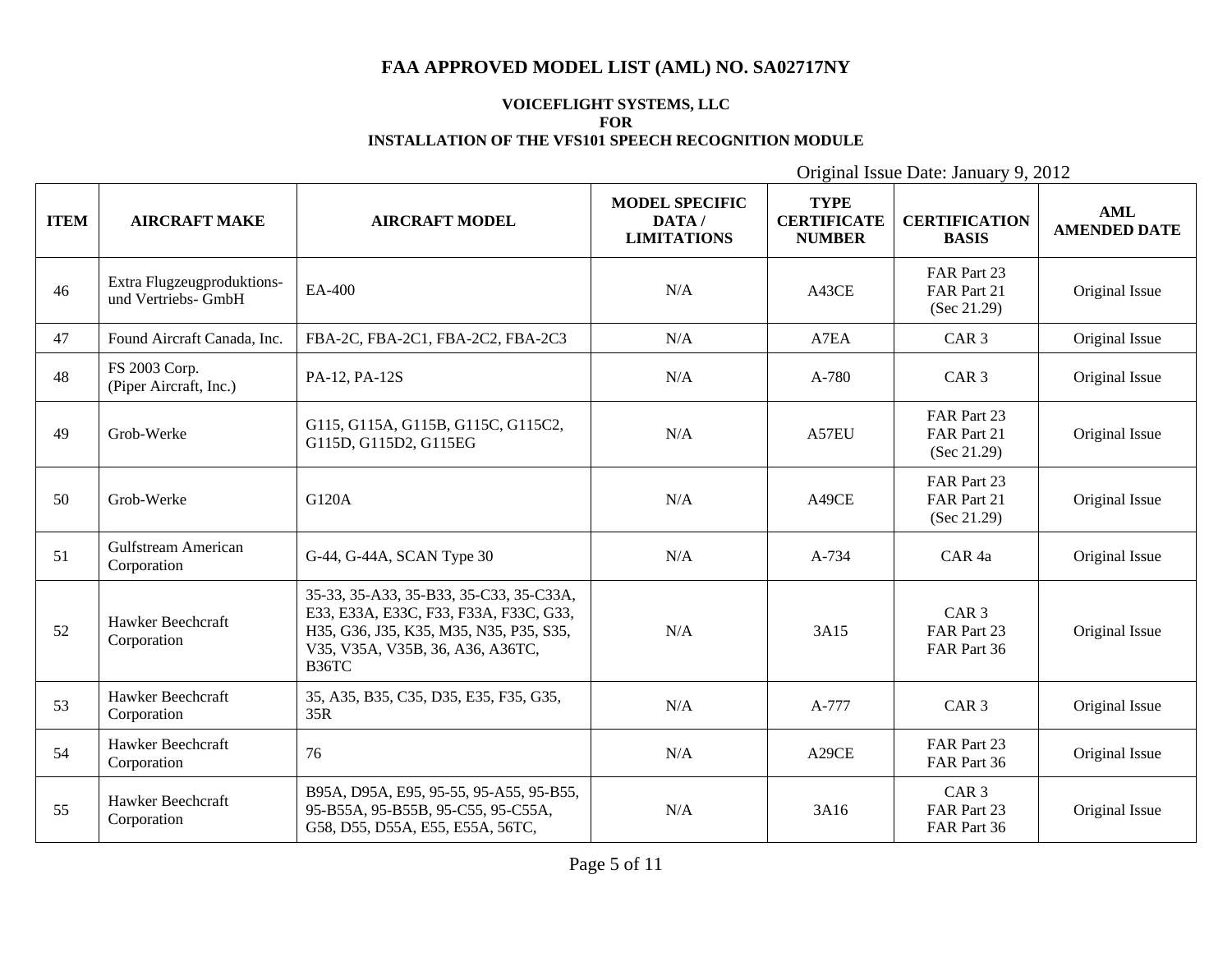# FAA APPROVED MODEL LIST (AML) NO. SA02717NY

**VOICEFLIGHT SYSTEMS, LLC**
**FOR**
**INSTALLATION OF THE VFS101 SPEECH RECOGNITION MODULE**

Original Issue Date: January 9, 2012

| ITEM | AIRCRAFT MAKE | AIRCRAFT MODEL | MODEL SPECIFIC DATA / LIMITATIONS | TYPE CERTIFICATE NUMBER | CERTIFICATION BASIS | AML AMENDED DATE |
|---|---|---|---|---|---|---|
| 46 | Extra Flugzeugproduktions- und Vertriebs- GmbH | EA-400 | N/A | A43CE | FAR Part 23<br>FAR Part 21<br>(Sec 21.29) | Original Issue |
| 47 | Found Aircraft Canada, Inc. | FBA-2C, FBA-2C1, FBA-2C2, FBA-2C3 | N/A | A7EA | CAR 3 | Original Issue |
| 48 | FS 2003 Corp.<br>(Piper Aircraft, Inc.) | PA-12, PA-12S | N/A | A-780 | CAR 3 | Original Issue |
| 49 | Grob-Werke | G115, G115A, G115B, G115C, G115C2, G115D, G115D2, G115EG | N/A | A57EU | FAR Part 23<br>FAR Part 21<br>(Sec 21.29) | Original Issue |
| 50 | Grob-Werke | G120A | N/A | A49CE | FAR Part 23<br>FAR Part 21<br>(Sec 21.29) | Original Issue |
| 51 | Gulfstream American Corporation | G-44, G-44A, SCAN Type 30 | N/A | A-734 | CAR 4a | Original Issue |
| 52 | Hawker Beechcraft Corporation | 35-33, 35-A33, 35-B33, 35-C33, 35-C33A, E33, E33A, E33C, F33, F33A, F33C, G33, H35, G36, J35, K35, M35, N35, P35, S35, V35, V35A, V35B, 36, A36, A36TC, B36TC | N/A | 3A15 | CAR 3<br>FAR Part 23<br>FAR Part 36 | Original Issue |
| 53 | Hawker Beechcraft Corporation | 35, A35, B35, C35, D35, E35, F35, G35, 35R | N/A | A-777 | CAR 3 | Original Issue |
| 54 | Hawker Beechcraft Corporation | 76 | N/A | A29CE | FAR Part 23<br>FAR Part 36 | Original Issue |
| 55 | Hawker Beechcraft Corporation | B95A, D95A, E95, 95-55, 95-A55, 95-B55, 95-B55A, 95-B55B, 95-C55, 95-C55A, G58, D55, D55A, E55, E55A, 56TC, | N/A | 3A16 | CAR 3<br>FAR Part 23<br>FAR Part 36 | Original Issue |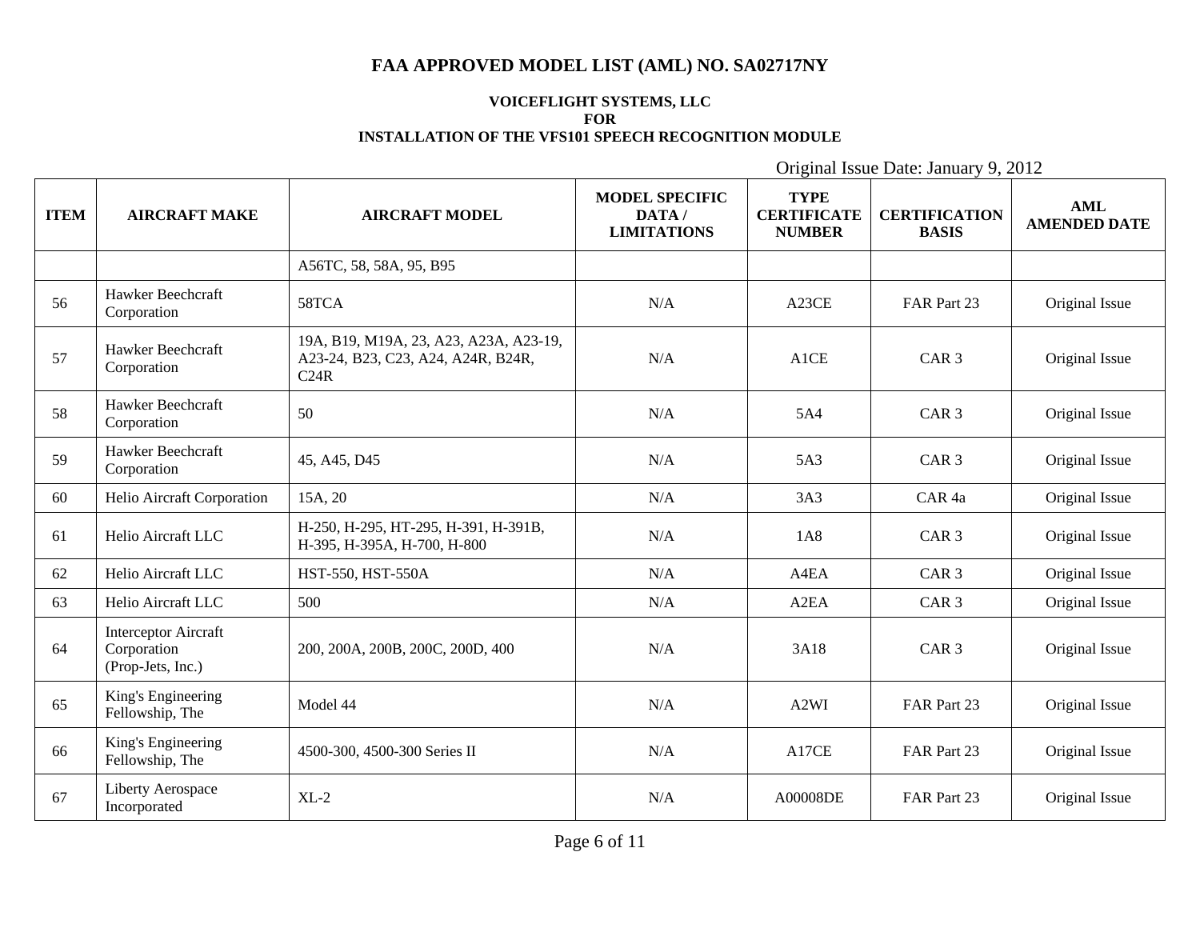# FAA APPROVED MODEL LIST (AML) NO. SA02717NY

**VOICEFLIGHT SYSTEMS, LLC**
**FOR**
**INSTALLATION OF THE VFS101 SPEECH RECOGNITION MODULE**

Original Issue Date: January 9, 2012

| ITEM | AIRCRAFT MAKE | AIRCRAFT MODEL | MODEL SPECIFIC DATA / LIMITATIONS | TYPE CERTIFICATE NUMBER | CERTIFICATION BASIS | AML AMENDED DATE |
|---|---|---|---|---|---|---|
| | | A56TC, 58, 58A, 95, B95 | | | | |
| 56 | Hawker Beechcraft Corporation | 58TCA | N/A | A23CE | FAR Part 23 | Original Issue |
| 57 | Hawker Beechcraft Corporation | 19A, B19, M19A, 23, A23, A23A, A23-19, A23-24, B23, C23, A24, A24R, B24R, C24R | N/A | A1CE | CAR 3 | Original Issue |
| 58 | Hawker Beechcraft Corporation | 50 | N/A | 5A4 | CAR 3 | Original Issue |
| 59 | Hawker Beechcraft Corporation | 45, A45, D45 | N/A | 5A3 | CAR 3 | Original Issue |
| 60 | Helio Aircraft Corporation | 15A, 20 | N/A | 3A3 | CAR 4a | Original Issue |
| 61 | Helio Aircraft LLC | H-250, H-295, HT-295, H-391, H-391B, H-395, H-395A, H-700, H-800 | N/A | 1A8 | CAR 3 | Original Issue |
| 62 | Helio Aircraft LLC | HST-550, HST-550A | N/A | A4EA | CAR 3 | Original Issue |
| 63 | Helio Aircraft LLC | 500 | N/A | A2EA | CAR 3 | Original Issue |
| 64 | Interceptor Aircraft Corporation (Prop-Jets, Inc.) | 200, 200A, 200B, 200C, 200D, 400 | N/A | 3A18 | CAR 3 | Original Issue |
| 65 | King's Engineering Fellowship, The | Model 44 | N/A | A2WI | FAR Part 23 | Original Issue |
| 66 | King's Engineering Fellowship, The | 4500-300, 4500-300 Series II | N/A | A17CE | FAR Part 23 | Original Issue |
| 67 | Liberty Aerospace Incorporated | XL-2 | N/A | A00008DE | FAR Part 23 | Original Issue |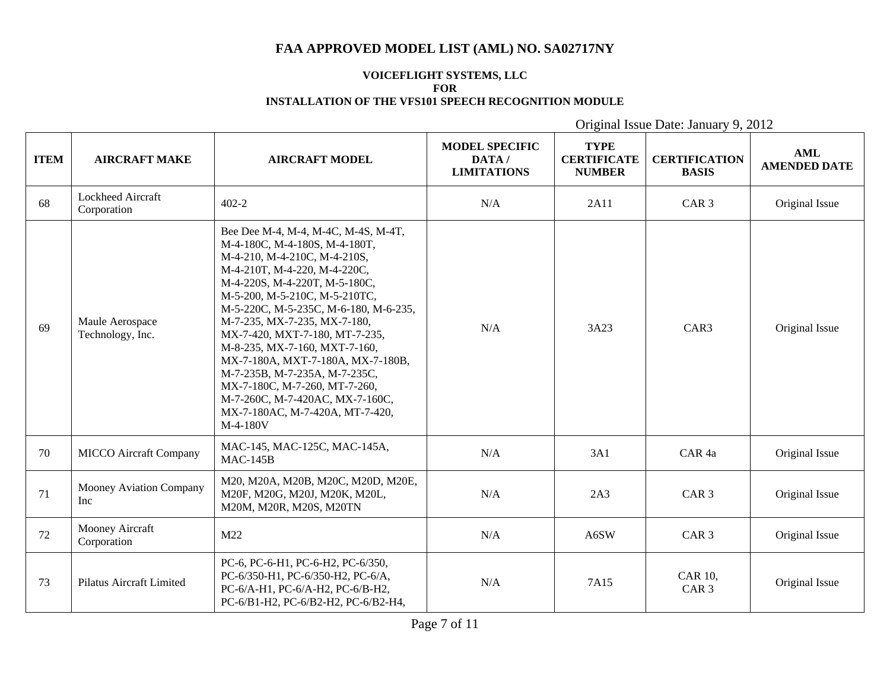# FAA APPROVED MODEL LIST (AML) NO. SA02717NY

**VOICEFLIGHT SYSTEMS, LLC**
**FOR**
**INSTALLATION OF THE VFS101 SPEECH RECOGNITION MODULE**

Original Issue Date: January 9, 2012

| ITEM | AIRCRAFT MAKE | AIRCRAFT MODEL | MODEL SPECIFIC DATA / LIMITATIONS | TYPE CERTIFICATE NUMBER | CERTIFICATION BASIS | AML AMENDED DATE |
|---|---|---|---|---|---|---|
| 68 | Lockheed Aircraft Corporation | 402-2 | N/A | 2A11 | CAR 3 | Original Issue |
| 69 | Maule Aerospace Technology, Inc. | Bee Dee M-4, M-4, M-4C, M-4S, M-4T, M-4-180C, M-4-180S, M-4-180T, M-4-210, M-4-210C, M-4-210S, M-4-210T, M-4-220, M-4-220C, M-4-220S, M-4-220T, M-5-180C, M-5-200, M-5-210C, M-5-210TC, M-5-220C, M-5-235C, M-6-180, M-6-235, M-7-235, MX-7-235, MX-7-180, MX-7-420, MXT-7-180, MT-7-235, M-8-235, MX-7-160, MXT-7-160, MX-7-180A, MXT-7-180A, MX-7-180B, M-7-235B, M-7-235A, M-7-235C, MX-7-180C, M-7-260, MT-7-260, M-7-260C, M-7-420AC, MX-7-160C, MX-7-180AC, M-7-420A, MT-7-420, M-4-180V | N/A | 3A23 | CAR3 | Original Issue |
| 70 | MICCO Aircraft Company | MAC-145, MAC-125C, MAC-145A, MAC-145B | N/A | 3A1 | CAR 4a | Original Issue |
| 71 | Mooney Aviation Company Inc | M20, M20A, M20B, M20C, M20D, M20E, M20F, M20G, M20J, M20K, M20L, M20M, M20R, M20S, M20TN | N/A | 2A3 | CAR 3 | Original Issue |
| 72 | Mooney Aircraft Corporation | M22 | N/A | A6SW | CAR 3 | Original Issue |
| 73 | Pilatus Aircraft Limited | PC-6, PC-6-H1, PC-6-H2, PC-6/350, PC-6/350-H1, PC-6/350-H2, PC-6/A, PC-6/A-H1, PC-6/A-H2, PC-6/B-H2, PC-6/B1-H2, PC-6/B2-H2, PC-6/B2-H4, | N/A | 7A15 | CAR 10, CAR 3 | Original Issue |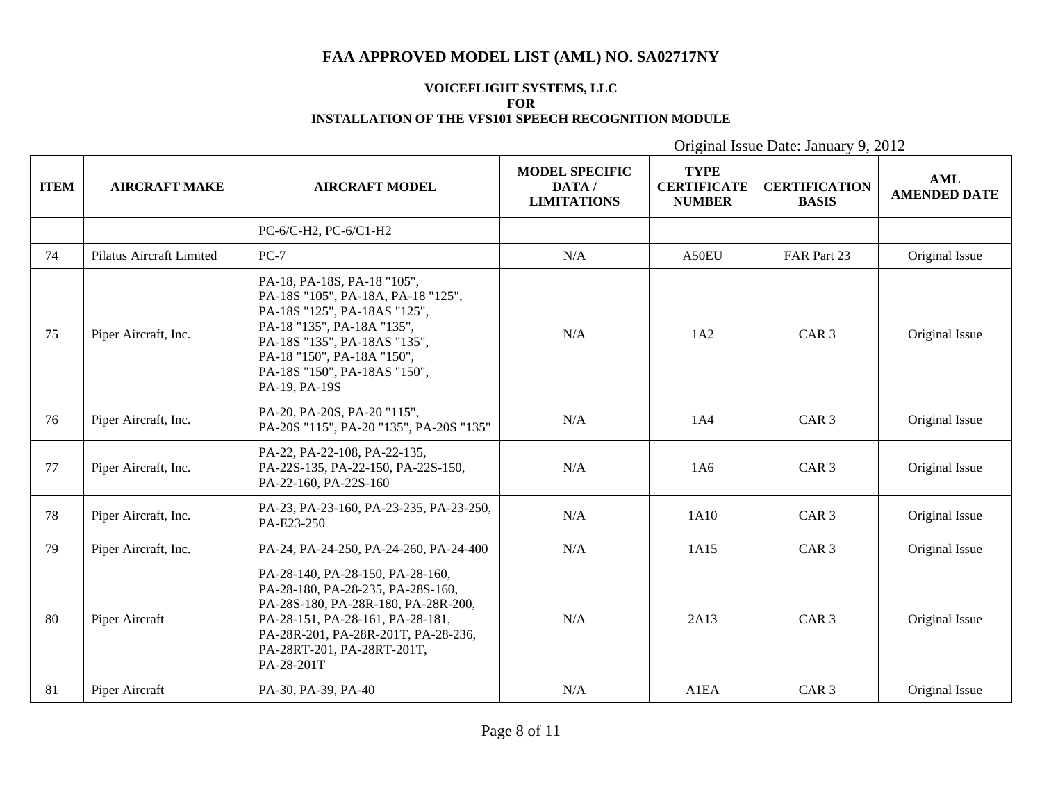# FAA APPROVED MODEL LIST (AML) NO. SA02717NY

**VOICEFLIGHT SYSTEMS, LLC**
**FOR**
**INSTALLATION OF THE VFS101 SPEECH RECOGNITION MODULE**

Original Issue Date: January 9, 2012

| ITEM | AIRCRAFT MAKE | AIRCRAFT MODEL | MODEL SPECIFIC DATA / LIMITATIONS | TYPE CERTIFICATE NUMBER | CERTIFICATION BASIS | AML AMENDED DATE |
|---|---|---|---|---|---|---|
| | | PC-6/C-H2, PC-6/C1-H2 | | | | |
| 74 | Pilatus Aircraft Limited | PC-7 | N/A | A50EU | FAR Part 23 | Original Issue |
| 75 | Piper Aircraft, Inc. | PA-18, PA-18S, PA-18 "105", PA-18S "105", PA-18A, PA-18 "125", PA-18S "125", PA-18AS "125", PA-18 "135", PA-18A "135", PA-18S "135", PA-18AS "135", PA-18 "150", PA-18A "150", PA-18S "150", PA-18AS "150", PA-19, PA-19S | N/A | 1A2 | CAR 3 | Original Issue |
| 76 | Piper Aircraft, Inc. | PA-20, PA-20S, PA-20 "115", PA-20S "115", PA-20 "135", PA-20S "135" | N/A | 1A4 | CAR 3 | Original Issue |
| 77 | Piper Aircraft, Inc. | PA-22, PA-22-108, PA-22-135, PA-22S-135, PA-22-150, PA-22S-150, PA-22-160, PA-22S-160 | N/A | 1A6 | CAR 3 | Original Issue |
| 78 | Piper Aircraft, Inc. | PA-23, PA-23-160, PA-23-235, PA-23-250, PA-E23-250 | N/A | 1A10 | CAR 3 | Original Issue |
| 79 | Piper Aircraft, Inc. | PA-24, PA-24-250, PA-24-260, PA-24-400 | N/A | 1A15 | CAR 3 | Original Issue |
| 80 | Piper Aircraft | PA-28-140, PA-28-150, PA-28-160, PA-28-180, PA-28-235, PA-28S-160, PA-28S-180, PA-28R-180, PA-28R-200, PA-28-151, PA-28-161, PA-28-181, PA-28R-201, PA-28R-201T, PA-28-236, PA-28RT-201, PA-28RT-201T, PA-28-201T | N/A | 2A13 | CAR 3 | Original Issue |
| 81 | Piper Aircraft | PA-30, PA-39, PA-40 | N/A | A1EA | CAR 3 | Original Issue |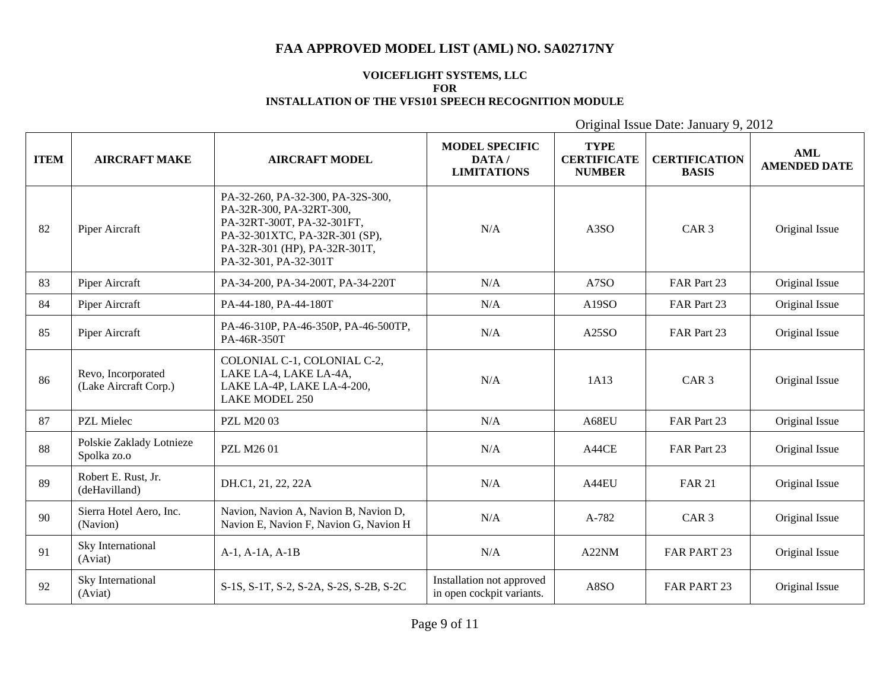# FAA APPROVED MODEL LIST (AML) NO. SA02717NY

**VOICEFLIGHT SYSTEMS, LLC**
**FOR**
**INSTALLATION OF THE VFS101 SPEECH RECOGNITION MODULE**

Original Issue Date: January 9, 2012

| ITEM | AIRCRAFT MAKE | AIRCRAFT MODEL | MODEL SPECIFIC DATA / LIMITATIONS | TYPE CERTIFICATE NUMBER | CERTIFICATION BASIS | AML AMENDED DATE |
|---|---|---|---|---|---|---|
| 82 | Piper Aircraft | PA-32-260, PA-32-300, PA-32S-300, PA-32R-300, PA-32RT-300, PA-32RT-300T, PA-32-301FT, PA-32-301XTC, PA-32R-301 (SP), PA-32R-301 (HP), PA-32R-301T, PA-32-301, PA-32-301T | N/A | A3SO | CAR 3 | Original Issue |
| 83 | Piper Aircraft | PA-34-200, PA-34-200T, PA-34-220T | N/A | A7SO | FAR Part 23 | Original Issue |
| 84 | Piper Aircraft | PA-44-180, PA-44-180T | N/A | A19SO | FAR Part 23 | Original Issue |
| 85 | Piper Aircraft | PA-46-310P, PA-46-350P, PA-46-500TP, PA-46R-350T | N/A | A25SO | FAR Part 23 | Original Issue |
| 86 | Revo, Incorporated (Lake Aircraft Corp.) | COLONIAL C-1, COLONIAL C-2, LAKE LA-4, LAKE LA-4A, LAKE LA-4P, LAKE LA-4-200, LAKE MODEL 250 | N/A | 1A13 | CAR 3 | Original Issue |
| 87 | PZL Mielec | PZL M20 03 | N/A | A68EU | FAR Part 23 | Original Issue |
| 88 | Polskie Zaklady Lotnieze Spolka zo.o | PZL M26 01 | N/A | A44CE | FAR Part 23 | Original Issue |
| 89 | Robert E. Rust, Jr. (deHavilland) | DH.C1, 21, 22, 22A | N/A | A44EU | FAR 21 | Original Issue |
| 90 | Sierra Hotel Aero, Inc. (Navion) | Navion, Navion A, Navion B, Navion D, Navion E, Navion F, Navion G, Navion H | N/A | A-782 | CAR 3 | Original Issue |
| 91 | Sky International (Aviat) | A-1, A-1A, A-1B | N/A | A22NM | FAR PART 23 | Original Issue |
| 92 | Sky International (Aviat) | S-1S, S-1T, S-2, S-2A, S-2S, S-2B, S-2C | Installation not approved in open cockpit variants. | A8SO | FAR PART 23 | Original Issue |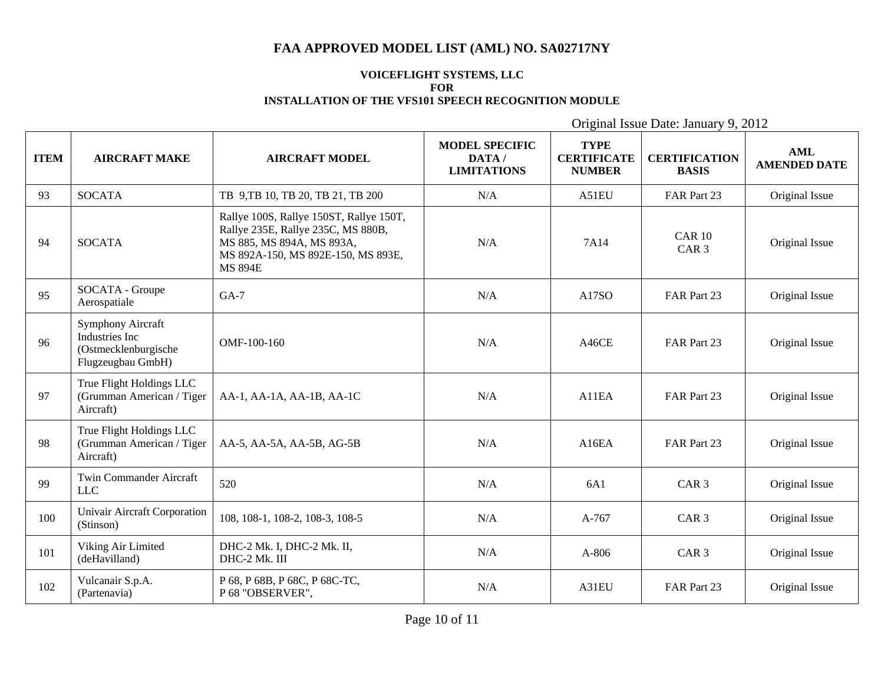# FAA APPROVED MODEL LIST (AML) NO. SA02717NY

**VOICEFLIGHT SYSTEMS, LLC**
**FOR**
**INSTALLATION OF THE VFS101 SPEECH RECOGNITION MODULE**

Original Issue Date: January 9, 2012

| ITEM | AIRCRAFT MAKE | AIRCRAFT MODEL | MODEL SPECIFIC DATA / LIMITATIONS | TYPE CERTIFICATE NUMBER | CERTIFICATION BASIS | AML AMENDED DATE |
|---|---|---|---|---|---|---|
| 93 | SOCATA | TB 9,TB 10, TB 20, TB 21, TB 200 | N/A | A51EU | FAR Part 23 | Original Issue |
| 94 | SOCATA | Rallye 100S, Rallye 150ST, Rallye 150T, Rallye 235E, Rallye 235C, MS 880B, MS 885, MS 894A, MS 893A, MS 892A-150, MS 892E-150, MS 893E, MS 894E | N/A | 7A14 | CAR 10 CAR 3 | Original Issue |
| 95 | SOCATA - Groupe Aerospatiale | GA-7 | N/A | A17SO | FAR Part 23 | Original Issue |
| 96 | Symphony Aircraft Industries Inc (Ostmecklenburgische Flugzeugbau GmbH) | OMF-100-160 | N/A | A46CE | FAR Part 23 | Original Issue |
| 97 | True Flight Holdings LLC (Grumman American / Tiger Aircraft) | AA-1, AA-1A, AA-1B, AA-1C | N/A | A11EA | FAR Part 23 | Original Issue |
| 98 | True Flight Holdings LLC (Grumman American / Tiger Aircraft) | AA-5, AA-5A, AA-5B, AG-5B | N/A | A16EA | FAR Part 23 | Original Issue |
| 99 | Twin Commander Aircraft LLC | 520 | N/A | 6A1 | CAR 3 | Original Issue |
| 100 | Univair Aircraft Corporation (Stinson) | 108, 108-1, 108-2, 108-3, 108-5 | N/A | A-767 | CAR 3 | Original Issue |
| 101 | Viking Air Limited (deHavilland) | DHC-2 Mk. I, DHC-2 Mk. II, DHC-2 Mk. III | N/A | A-806 | CAR 3 | Original Issue |
| 102 | Vulcanair S.p.A. (Partenavia) | P 68, P 68B, P 68C, P 68C-TC, P 68 "OBSERVER", | N/A | A31EU | FAR Part 23 | Original Issue |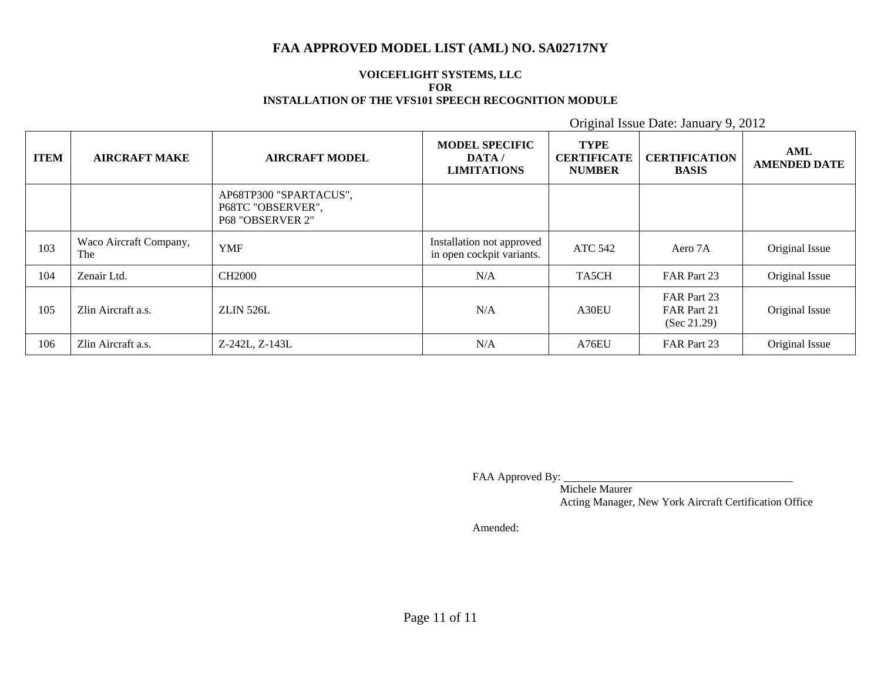# FAA APPROVED MODEL LIST (AML) NO. SA02717NY

**VOICEFLIGHT SYSTEMS, LLC**
**FOR**
**INSTALLATION OF THE VFS101 SPEECH RECOGNITION MODULE**

Original Issue Date: January 9, 2012

| ITEM | AIRCRAFT MAKE | AIRCRAFT MODEL | MODEL SPECIFIC DATA / LIMITATIONS | TYPE CERTIFICATE NUMBER | CERTIFICATION BASIS | AML AMENDED DATE |
|---|---|---|---|---|---|---|
| | | AP68TP300 "SPARTACUS", P68TC "OBSERVER", P68 "OBSERVER 2" | | | | |
| 103 | Waco Aircraft Company, The | YMF | Installation not approved in open cockpit variants. | ATC 542 | Aero 7A | Original Issue |
| 104 | Zenair Ltd. | CH2000 | N/A | TA5CH | FAR Part 23 | Original Issue |
| 105 | Zlin Aircraft a.s. | ZLIN 526L | N/A | A30EU | FAR Part 23 FAR Part 21 (Sec 21.29) | Original Issue |
| 106 | Zlin Aircraft a.s. | Z-242L, Z-143L | N/A | A76EU | FAR Part 23 | Original Issue |

FAA Approved By: ________________________________________
Michele Maurer
Acting Manager, New York Aircraft Certification Office

Amended: